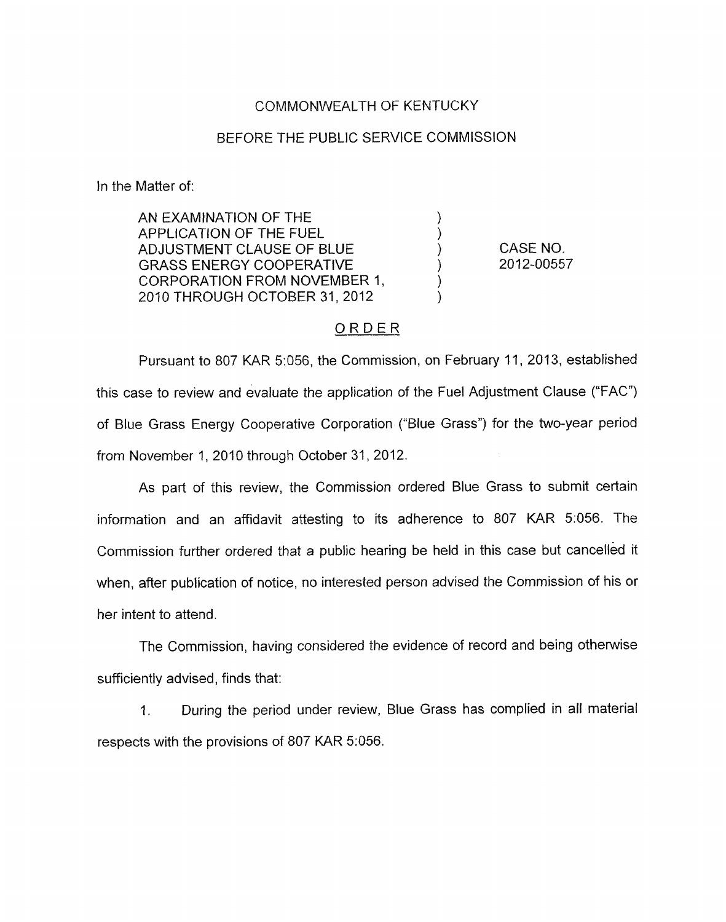COMMONWEALTH OF KENTUCKY

BEFORE THE PUBLIC SERVICE COMMISSION

In the Matter of:

| | | |
|---|---|---|
| AN EXAMINATION OF THE APPLICATION OF THE FUEL ADJUSTMENT CLAUSE OF BLUE GRASS ENERGY COOPERATIVE CORPORATION FROM NOVEMBER 1, 2010 THROUGH OCTOBER 31, 2012 | ) | CASE NO. 2012-00557 |

## ORDER

Pursuant to 807 KAR 5:056, the Commission, on February 11, 2013, established this case to review and evaluate the application of the Fuel Adjustment Clause ("FAC") of Blue Grass Energy Cooperative Corporation ("Blue Grass") for the two-year period from November 1, 2010 through October 31, 2012.

As part of this review, the Commission ordered Blue Grass to submit certain information and an affidavit attesting to its adherence to 807 KAR 5:056. The Commission further ordered that a public hearing be held in this case but cancelled it when, after publication of notice, no interested person advised the Commission of his or her intent to attend.

The Commission, having considered the evidence of record and being otherwise sufficiently advised, finds that:

1. During the period under review, Blue Grass has complied in all material respects with the provisions of 807 KAR 5:056.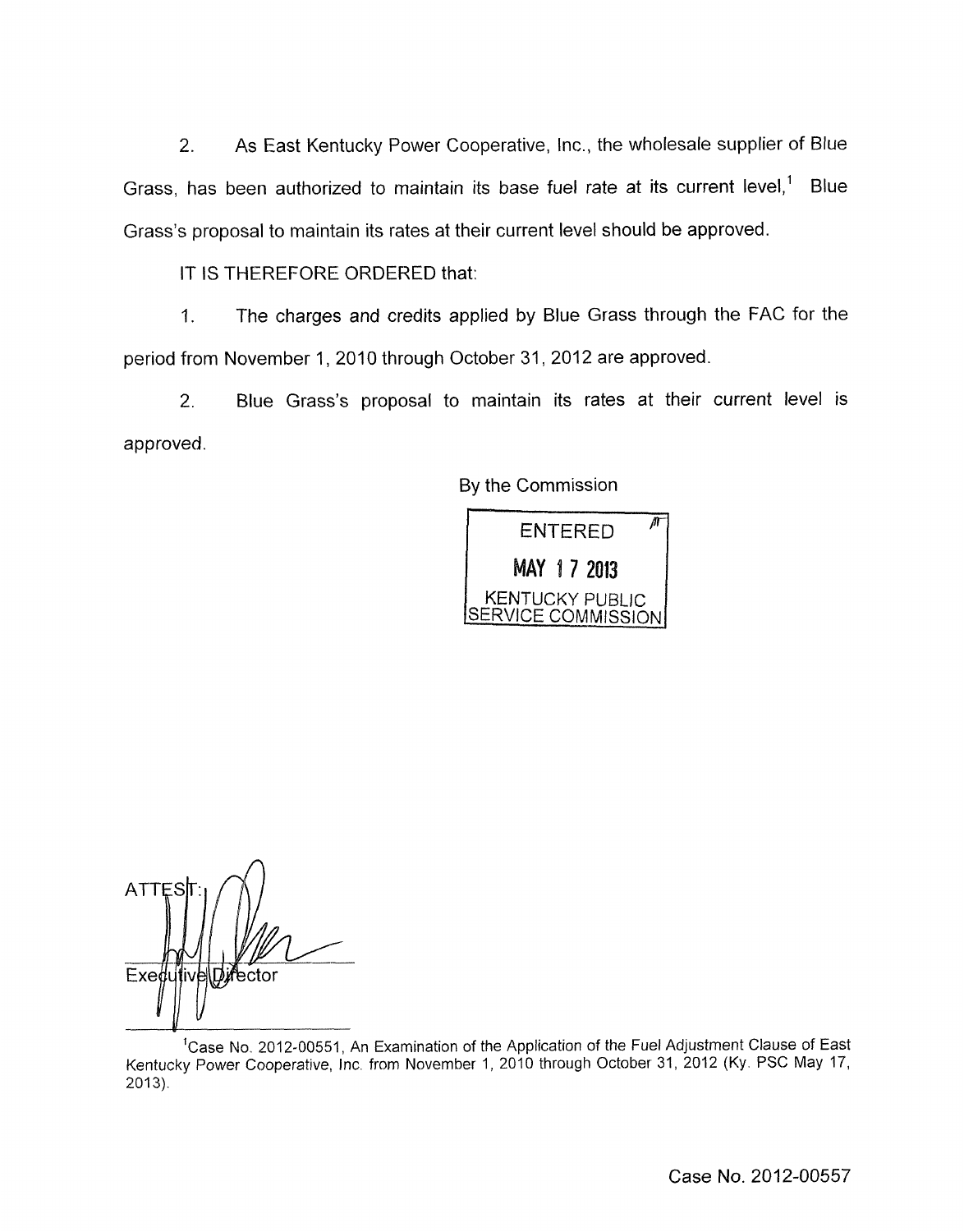2. As East Kentucky Power Cooperative, Inc., the wholesale supplier of Blue Grass, has been authorized to maintain its base fuel rate at its current level,[1] Blue Grass's proposal to maintain its rates at their current level should be approved.

IT IS THEREFORE ORDERED that:

1. The charges and credits applied by Blue Grass through the FAC for the period from November 1, 2010 through October 31, 2012 are approved.

2. Blue Grass's proposal to maintain its rates at their current level is approved.

By the Commission

ENTERED
MAY 17 2013
KENTUCKY PUBLIC
SERVICE COMMISSION

ATTEST:

Executive Director

[1]Case No. 2012-00551, An Examination of the Application of the Fuel Adjustment Clause of East Kentucky Power Cooperative, Inc. from November 1, 2010 through October 31, 2012 (Ky. PSC May 17, 2013).

Case No. 2012-00557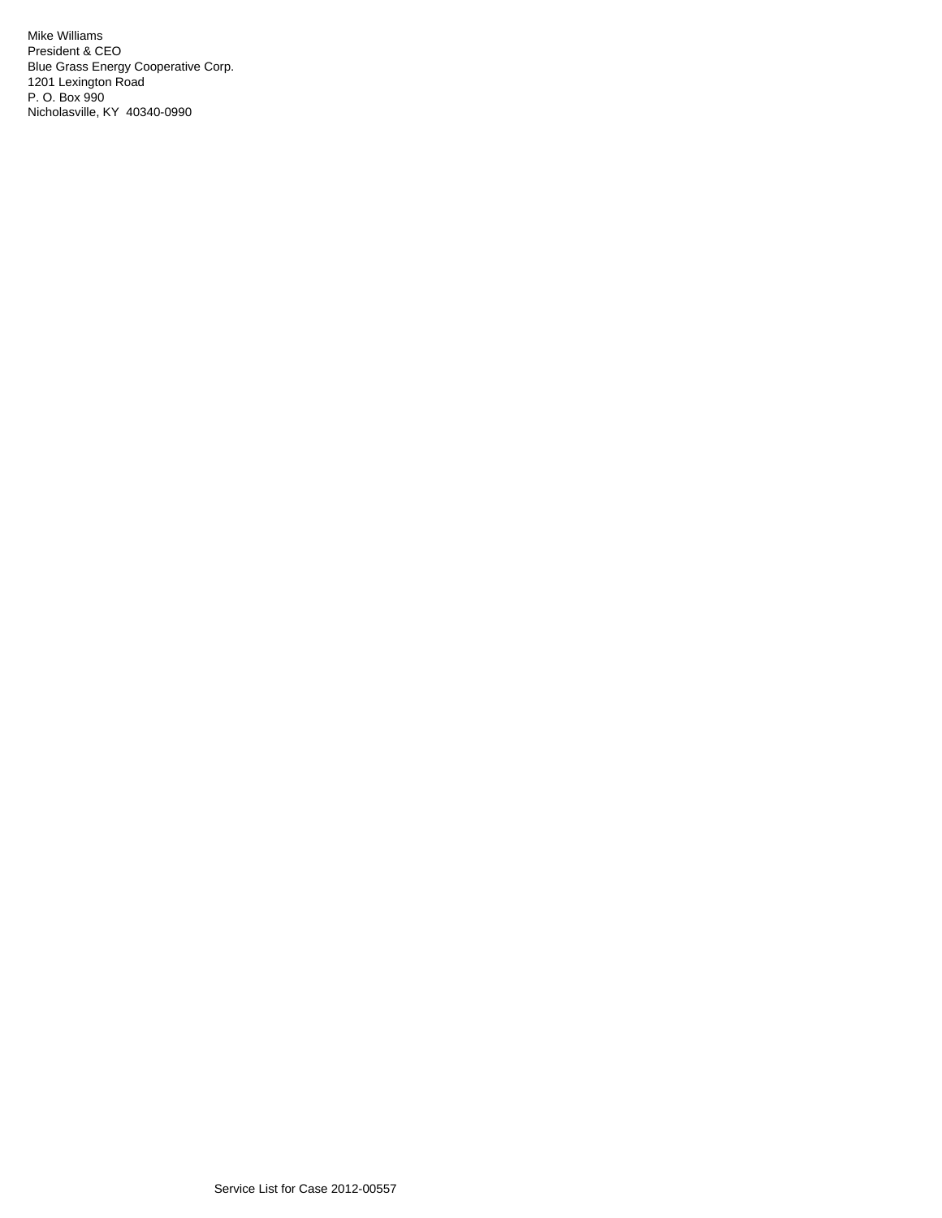Mike Williams
President & CEO
Blue Grass Energy Cooperative Corp.
1201 Lexington Road
P. O. Box 990
Nicholasville, KY  40340-0990